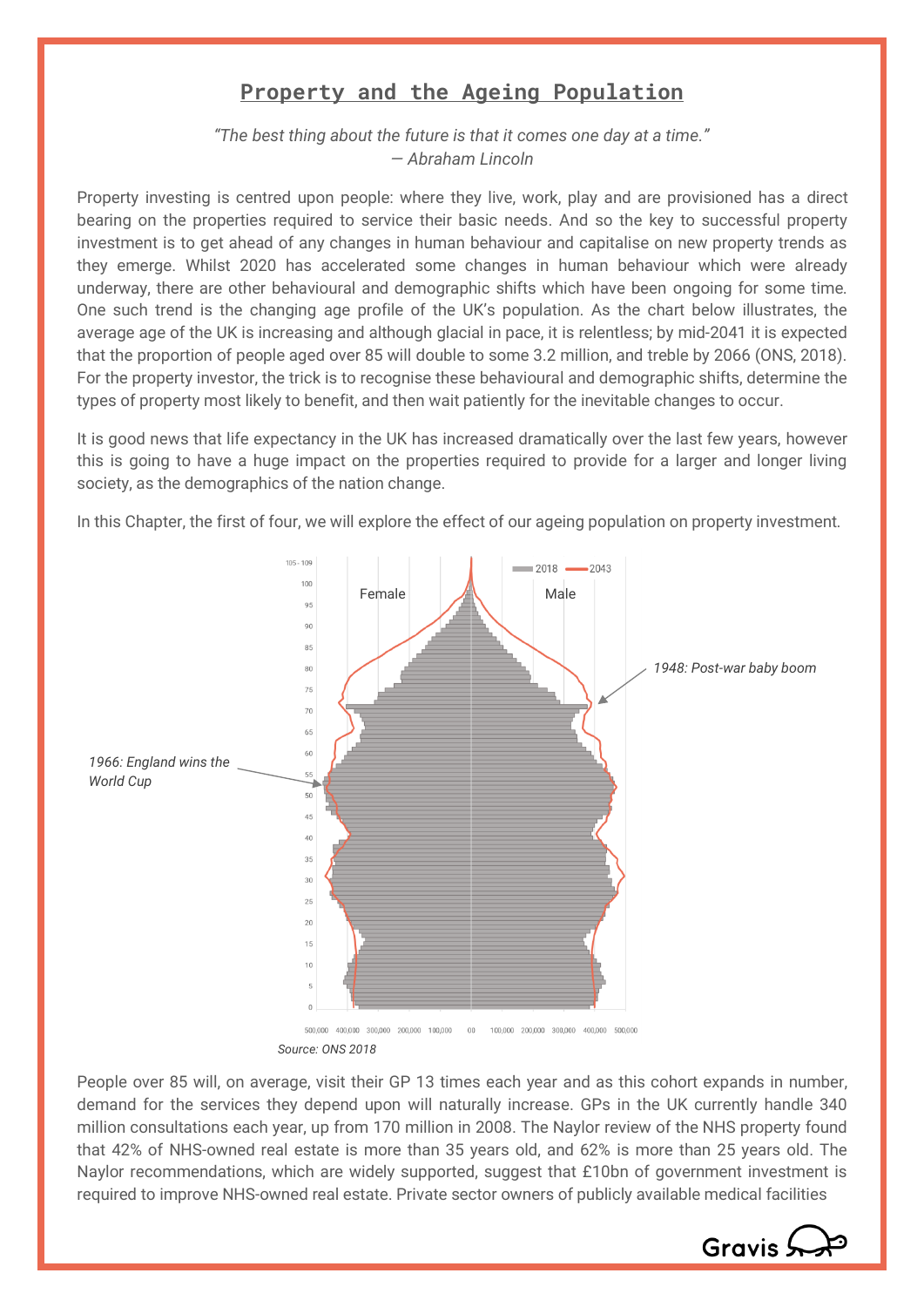# Property and the Ageing Population

*"The best thing about the future is that it comes one day at a time."*
*— Abraham Lincoln*

Property investing is centred upon people: where they live, work, play and are provisioned has a direct bearing on the properties required to service their basic needs. And so the key to successful property investment is to get ahead of any changes in human behaviour and capitalise on new property trends as they emerge. Whilst 2020 has accelerated some changes in human behaviour which were already underway, there are other behavioural and demographic shifts which have been ongoing for some time. One such trend is the changing age profile of the UK's population. As the chart below illustrates, the average age of the UK is increasing and although glacial in pace, it is relentless; by mid-2041 it is expected that the proportion of people aged over 85 will double to some 3.2 million, and treble by 2066 (ONS, 2018). For the property investor, the trick is to recognise these behavioural and demographic shifts, determine the types of property most likely to benefit, and then wait patiently for the inevitable changes to occur.

It is good news that life expectancy in the UK has increased dramatically over the last few years, however this is going to have a huge impact on the properties required to provide for a larger and longer living society, as the demographics of the nation change.

In this Chapter, the first of four, we will explore the effect of our ageing population on property investment.

*1966: England wins the World Cup*

*1948: Post-war baby boom*

Source: ONS 2018

People over 85 will, on average, visit their GP 13 times each year and as this cohort expands in number, demand for the services they depend upon will naturally increase. GPs in the UK currently handle 340 million consultations each year, up from 170 million in 2008. The Naylor review of the NHS property found that 42% of NHS-owned real estate is more than 35 years old, and 62% is more than 25 years old. The Naylor recommendations, which are widely supported, suggest that £10bn of government investment is required to improve NHS-owned real estate. Private sector owners of publicly available medical facilities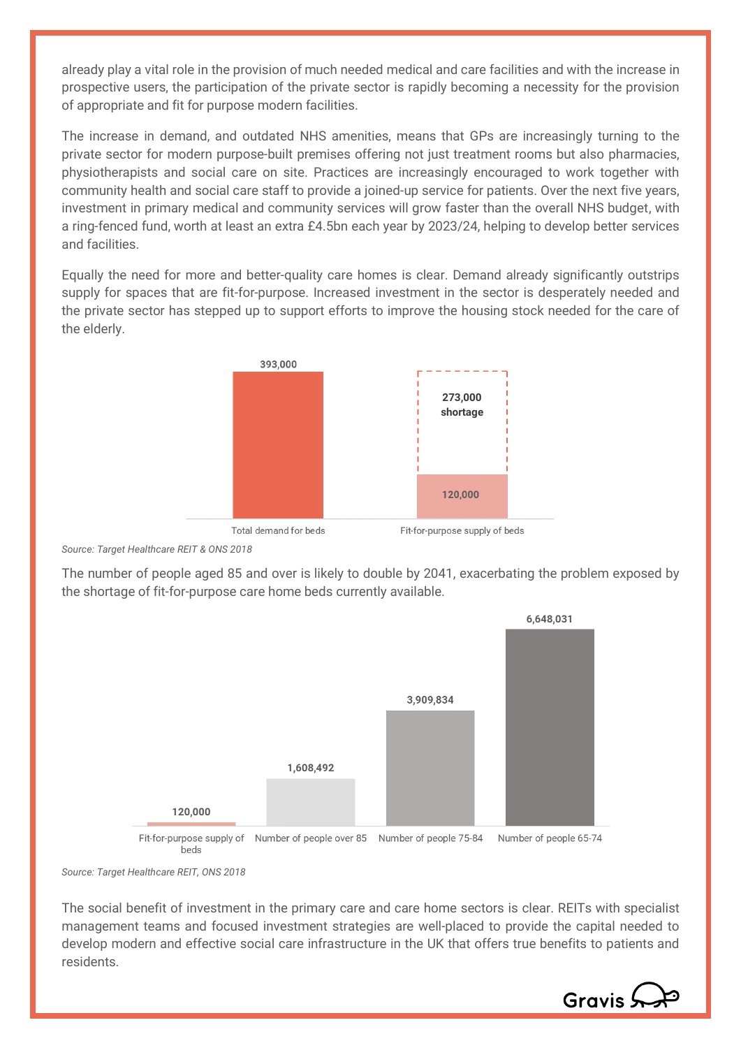already play a vital role in the provision of much needed medical and care facilities and with the increase in prospective users, the participation of the private sector is rapidly becoming a necessity for the provision of appropriate and fit for purpose modern facilities.

The increase in demand, and outdated NHS amenities, means that GPs are increasingly turning to the private sector for modern purpose-built premises offering not just treatment rooms but also pharmacies, physiotherapists and social care on site. Practices are increasingly encouraged to work together with community health and social care staff to provide a joined-up service for patients. Over the next five years, investment in primary medical and community services will grow faster than the overall NHS budget, with a ring-fenced fund, worth at least an extra £4.5bn each year by 2023/24, helping to develop better services and facilities.

Equally the need for more and better-quality care homes is clear. Demand already significantly outstrips supply for spaces that are fit-for-purpose. Increased investment in the sector is desperately needed and the private sector has stepped up to support efforts to improve the housing stock needed for the care of the elderly.

| | Beds |
|---|---|
| Total demand for beds | 393,000 |
| Fit-for-purpose supply of beds | 120,000 (273,000 shortage) |

*Source: Target Healthcare REIT & ONS 2018*

The number of people aged 85 and over is likely to double by 2041, exacerbating the problem exposed by the shortage of fit-for-purpose care home beds currently available.

| | Number |
|---|---|
| Fit-for-purpose supply of beds | 120,000 |
| Number of people over 85 | 1,608,492 |
| Number of people 75-84 | 3,909,834 |
| Number of people 65-74 | 6,648,031 |

*Source: Target Healthcare REIT, ONS 2018*

The social benefit of investment in the primary care and care home sectors is clear. REITs with specialist management teams and focused investment strategies are well-placed to provide the capital needed to develop modern and effective social care infrastructure in the UK that offers true benefits to patients and residents.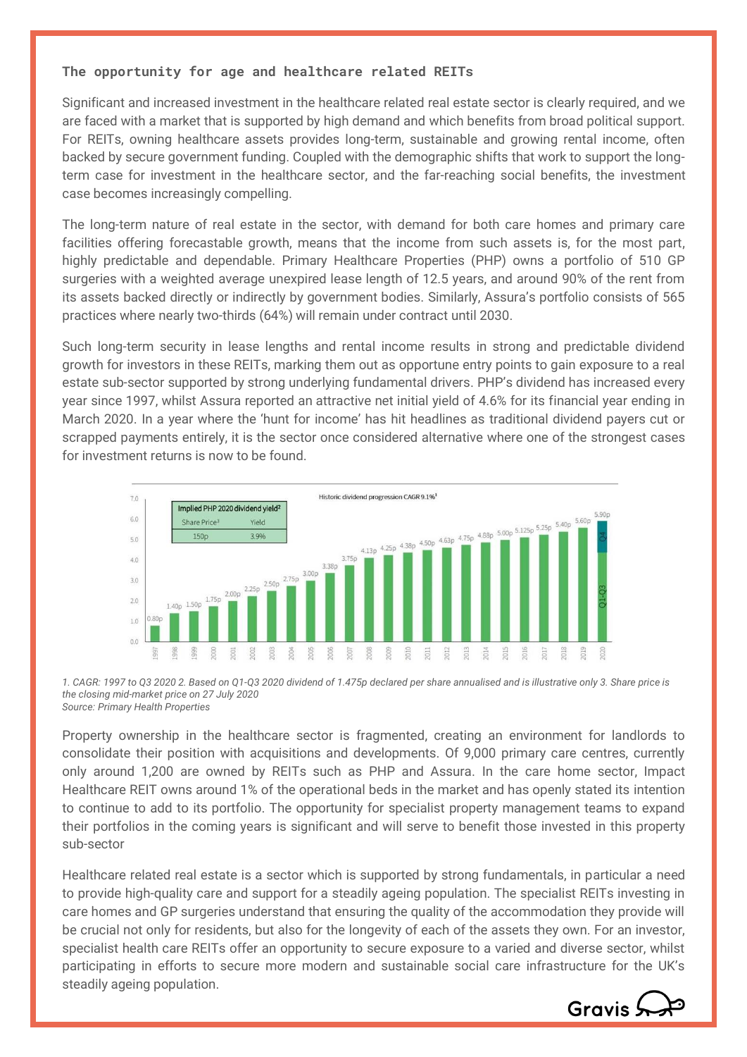### The opportunity for age and healthcare related REITs

Significant and increased investment in the healthcare related real estate sector is clearly required, and we are faced with a market that is supported by high demand and which benefits from broad political support. For REITs, owning healthcare assets provides long-term, sustainable and growing rental income, often backed by secure government funding. Coupled with the demographic shifts that work to support the long-term case for investment in the healthcare sector, and the far-reaching social benefits, the investment case becomes increasingly compelling.

The long-term nature of real estate in the sector, with demand for both care homes and primary care facilities offering forecastable growth, means that the income from such assets is, for the most part, highly predictable and dependable. Primary Healthcare Properties (PHP) owns a portfolio of 510 GP surgeries with a weighted average unexpired lease length of 12.5 years, and around 90% of the rent from its assets backed directly or indirectly by government bodies. Similarly, Assura's portfolio consists of 565 practices where nearly two-thirds (64%) will remain under contract until 2030.

Such long-term security in lease lengths and rental income results in strong and predictable dividend growth for investors in these REITs, marking them out as opportune entry points to gain exposure to a real estate sub-sector supported by strong underlying fundamental drivers. PHP's dividend has increased every year since 1997, whilst Assura reported an attractive net initial yield of 4.6% for its financial year ending in March 2020. In a year where the 'hunt for income' has hit headlines as traditional dividend payers cut or scrapped payments entirely, it is the sector once considered alternative where one of the strongest cases for investment returns is now to be found.

Historic dividend progression CAGR 9.1%[1]

| Implied PHP 2020 dividend yield[2] | |
|---|---|
| Share Price[3] | Yield |
| 150p | 3.9% |

| Year | Dividend |
|---|---|
| 1997 | 0.80p |
| 1998 | 1.40p |
| 1999 | 1.50p |
| 2000 | 1.75p |
| 2001 | 2.00p |
| 2002 | 2.25p |
| 2003 | 2.50p |
| 2004 | 2.75p |
| 2005 | 3.00p |
| 2006 | 3.38p |
| 2007 | 3.75p |
| 2008 | 4.13p |
| 2009 | 4.25p |
| 2010 | 4.38p |
| 2011 | 4.50p |
| 2012 | 4.63p |
| 2013 | 4.75p |
| 2014 | 4.88p |
| 2015 | 5.00p |
| 2016 | 5.125p |
| 2017 | 5.25p |
| 2018 | 5.40p |
| 2019 | 5.60p |
| 2020 (Q1-Q3 + Q4) | 5.90p |

*1. CAGR: 1997 to Q3 2020 2. Based on Q1-Q3 2020 dividend of 1.475p declared per share annualised and is illustrative only 3. Share price is the closing mid-market price on 27 July 2020*
*Source: Primary Health Properties*

Property ownership in the healthcare sector is fragmented, creating an environment for landlords to consolidate their position with acquisitions and developments. Of 9,000 primary care centres, currently only around 1,200 are owned by REITs such as PHP and Assura. In the care home sector, Impact Healthcare REIT owns around 1% of the operational beds in the market and has openly stated its intention to continue to add to its portfolio. The opportunity for specialist property management teams to expand their portfolios in the coming years is significant and will serve to benefit those invested in this property sub-sector

Healthcare related real estate is a sector which is supported by strong fundamentals, in particular a need to provide high-quality care and support for a steadily ageing population. The specialist REITs investing in care homes and GP surgeries understand that ensuring the quality of the accommodation they provide will be crucial not only for residents, but also for the longevity of each of the assets they own. For an investor, specialist health care REITs offer an opportunity to secure exposure to a varied and diverse sector, whilst participating in efforts to secure more modern and sustainable social care infrastructure for the UK's steadily ageing population.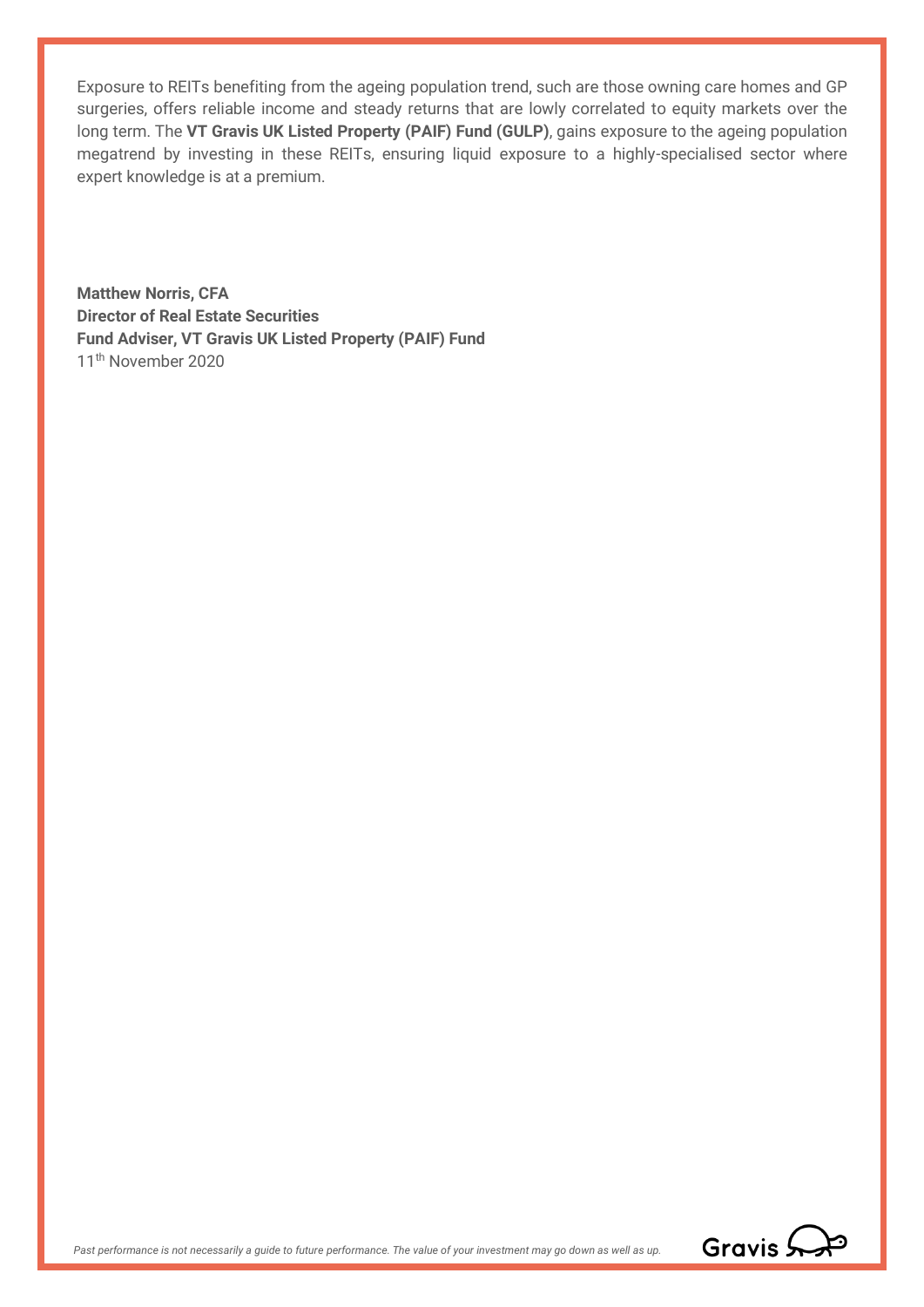Exposure to REITs benefiting from the ageing population trend, such are those owning care homes and GP surgeries, offers reliable income and steady returns that are lowly correlated to equity markets over the long term. The **VT Gravis UK Listed Property (PAIF) Fund (GULP)**, gains exposure to the ageing population megatrend by investing in these REITs, ensuring liquid exposure to a highly-specialised sector where expert knowledge is at a premium.

**Matthew Norris, CFA**
**Director of Real Estate Securities**
**Fund Adviser, VT Gravis UK Listed Property (PAIF) Fund**
11th November 2020

*Past performance is not necessarily a guide to future performance. The value of your investment may go down as well as up.*